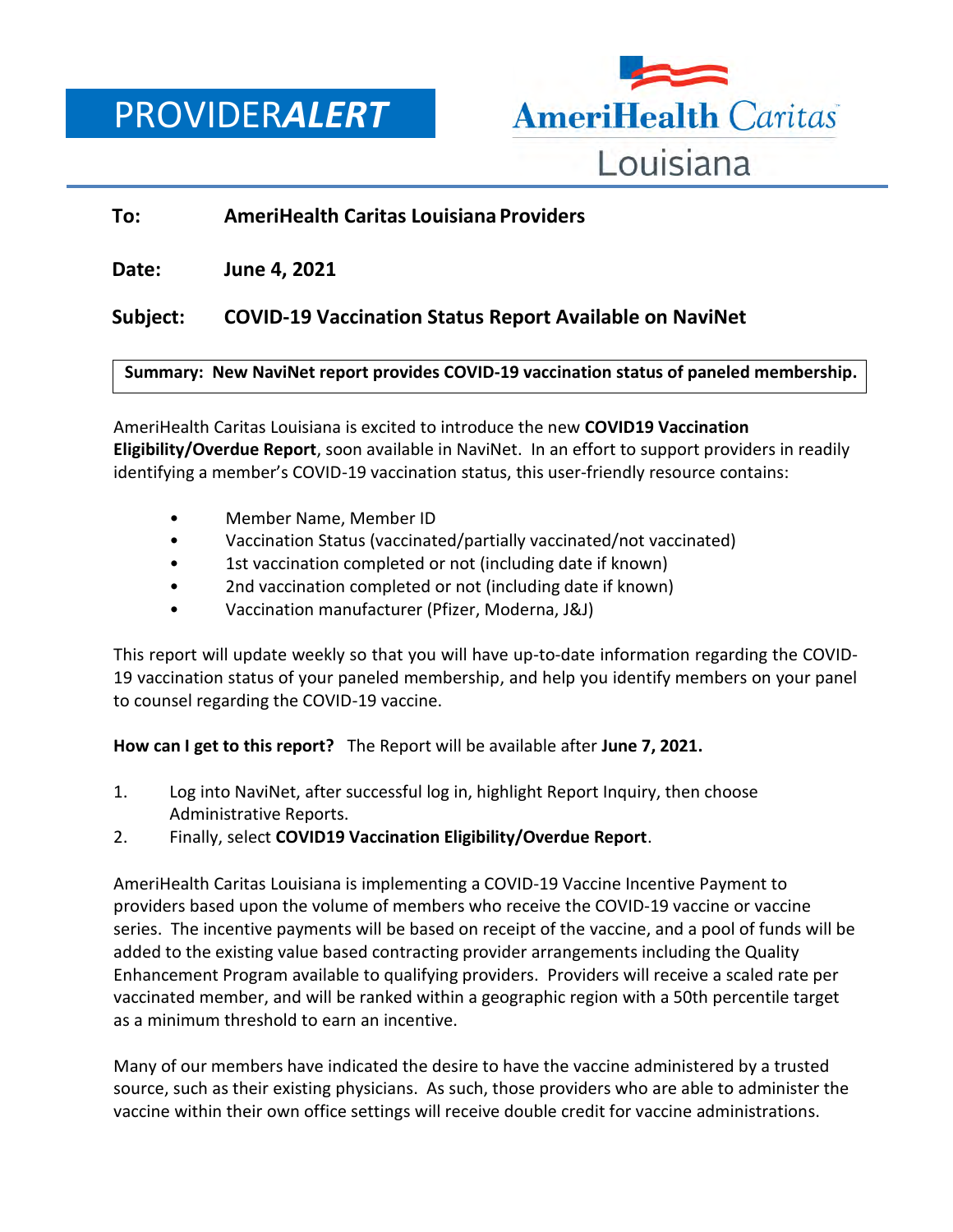**PROVIDER*ALERT***

AmeriHealth Caritas Louisiana

**To:** **AmeriHealth Caritas Louisiana Providers**

**Date:** **June 4, 2021**

**Subject:** **COVID-19 Vaccination Status Report Available on NaviNet**

**Summary: New NaviNet report provides COVID-19 vaccination status of paneled membership.**

AmeriHealth Caritas Louisiana is excited to introduce the new **COVID19 Vaccination Eligibility/Overdue Report**, soon available in NaviNet. In an effort to support providers in readily identifying a member's COVID-19 vaccination status, this user-friendly resource contains:

- Member Name, Member ID
- Vaccination Status (vaccinated/partially vaccinated/not vaccinated)
- 1st vaccination completed or not (including date if known)
- 2nd vaccination completed or not (including date if known)
- Vaccination manufacturer (Pfizer, Moderna, J&J)

This report will update weekly so that you will have up-to-date information regarding the COVID-19 vaccination status of your paneled membership, and help you identify members on your panel to counsel regarding the COVID-19 vaccine.

**How can I get to this report?** The Report will be available after **June 7, 2021.**

1. Log into NaviNet, after successful log in, highlight Report Inquiry, then choose Administrative Reports.
2. Finally, select **COVID19 Vaccination Eligibility/Overdue Report**.

AmeriHealth Caritas Louisiana is implementing a COVID-19 Vaccine Incentive Payment to providers based upon the volume of members who receive the COVID-19 vaccine or vaccine series. The incentive payments will be based on receipt of the vaccine, and a pool of funds will be added to the existing value based contracting provider arrangements including the Quality Enhancement Program available to qualifying providers. Providers will receive a scaled rate per vaccinated member, and will be ranked within a geographic region with a 50th percentile target as a minimum threshold to earn an incentive.

Many of our members have indicated the desire to have the vaccine administered by a trusted source, such as their existing physicians. As such, those providers who are able to administer the vaccine within their own office settings will receive double credit for vaccine administrations.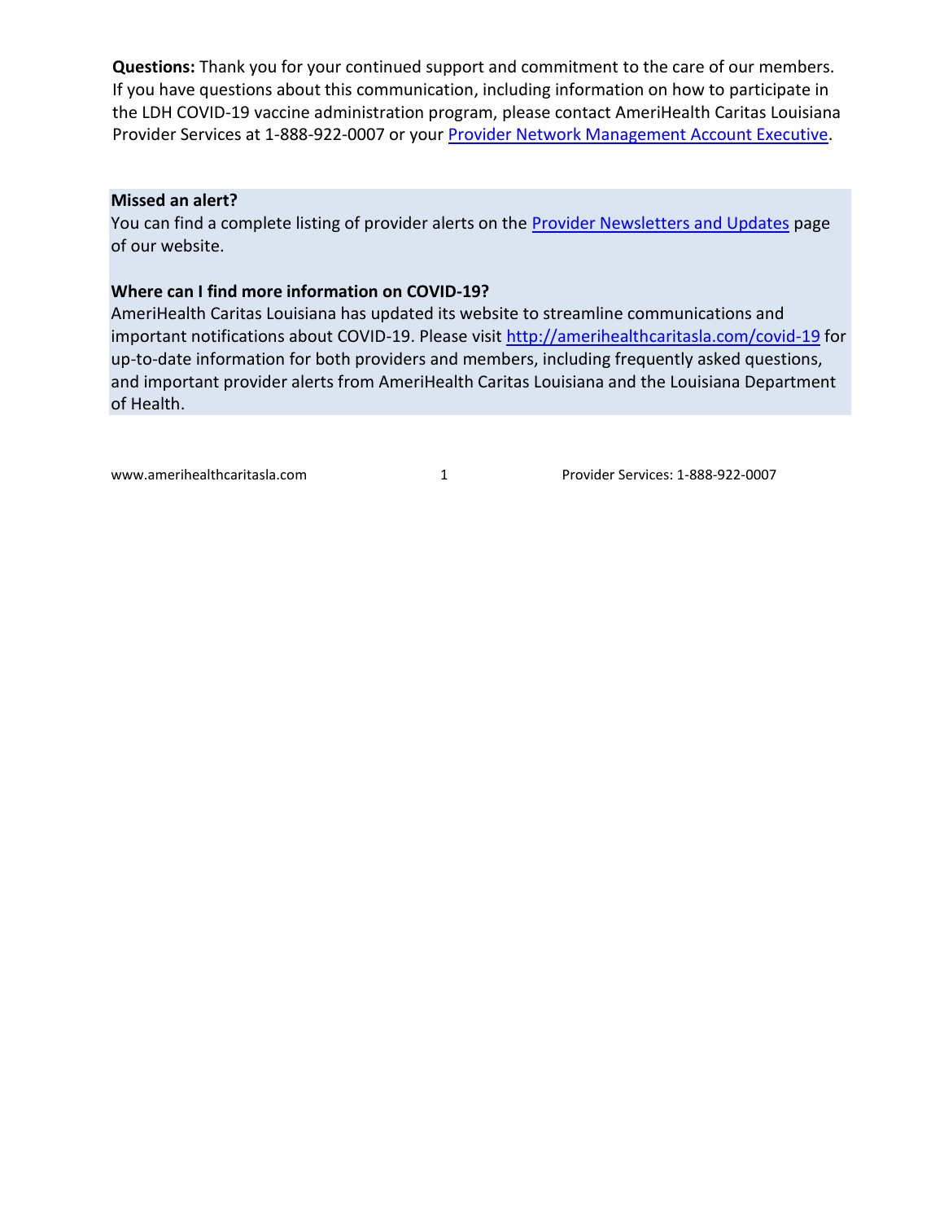**Questions:** Thank you for your continued support and commitment to the care of our members. If you have questions about this communication, including information on how to participate in the LDH COVID-19 vaccine administration program, please contact AmeriHealth Caritas Louisiana Provider Services at 1-888-922-0007 or your Provider Network Management Account Executive.

**Missed an alert?**

You can find a complete listing of provider alerts on the Provider Newsletters and Updates page of our website.

**Where can I find more information on COVID-19?**

AmeriHealth Caritas Louisiana has updated its website to streamline communications and important notifications about COVID-19. Please visit http://amerihealthcaritasla.com/covid-19 for up-to-date information for both providers and members, including frequently asked questions, and important provider alerts from AmeriHealth Caritas Louisiana and the Louisiana Department of Health.